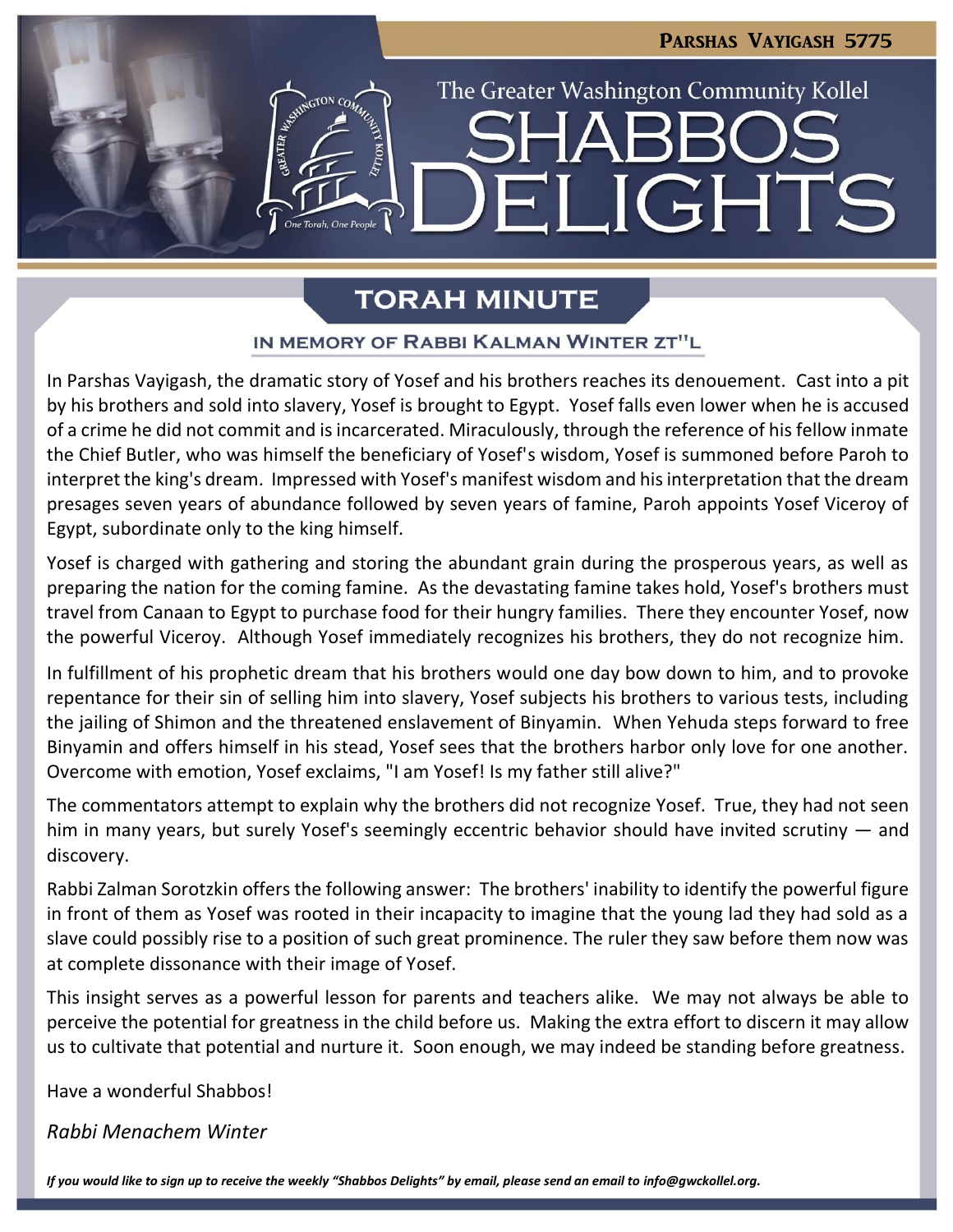Parshas Vayigash 5775

The Greater Washington Community Kollel

# SHABBOS DELIGHTS

## TORAH MINUTE

### IN MEMORY OF RABBI KALMAN WINTER ZT"L

In Parshas Vayigash, the dramatic story of Yosef and his brothers reaches its denouement. Cast into a pit by his brothers and sold into slavery, Yosef is brought to Egypt. Yosef falls even lower when he is accused of a crime he did not commit and is incarcerated. Miraculously, through the reference of his fellow inmate the Chief Butler, who was himself the beneficiary of Yosef's wisdom, Yosef is summoned before Paroh to interpret the king's dream. Impressed with Yosef's manifest wisdom and his interpretation that the dream presages seven years of abundance followed by seven years of famine, Paroh appoints Yosef Viceroy of Egypt, subordinate only to the king himself.

Yosef is charged with gathering and storing the abundant grain during the prosperous years, as well as preparing the nation for the coming famine. As the devastating famine takes hold, Yosef's brothers must travel from Canaan to Egypt to purchase food for their hungry families. There they encounter Yosef, now the powerful Viceroy. Although Yosef immediately recognizes his brothers, they do not recognize him.

In fulfillment of his prophetic dream that his brothers would one day bow down to him, and to provoke repentance for their sin of selling him into slavery, Yosef subjects his brothers to various tests, including the jailing of Shimon and the threatened enslavement of Binyamin. When Yehuda steps forward to free Binyamin and offers himself in his stead, Yosef sees that the brothers harbor only love for one another. Overcome with emotion, Yosef exclaims, "I am Yosef! Is my father still alive?"

The commentators attempt to explain why the brothers did not recognize Yosef. True, they had not seen him in many years, but surely Yosef's seemingly eccentric behavior should have invited scrutiny — and discovery.

Rabbi Zalman Sorotzkin offers the following answer: The brothers' inability to identify the powerful figure in front of them as Yosef was rooted in their incapacity to imagine that the young lad they had sold as a slave could possibly rise to a position of such great prominence. The ruler they saw before them now was at complete dissonance with their image of Yosef.

This insight serves as a powerful lesson for parents and teachers alike. We may not always be able to perceive the potential for greatness in the child before us. Making the extra effort to discern it may allow us to cultivate that potential and nurture it. Soon enough, we may indeed be standing before greatness.

Have a wonderful Shabbos!

*Rabbi Menachem Winter*

*If you would like to sign up to receive the weekly "Shabbos Delights" by email, please send an email to info@gwckollel.org.*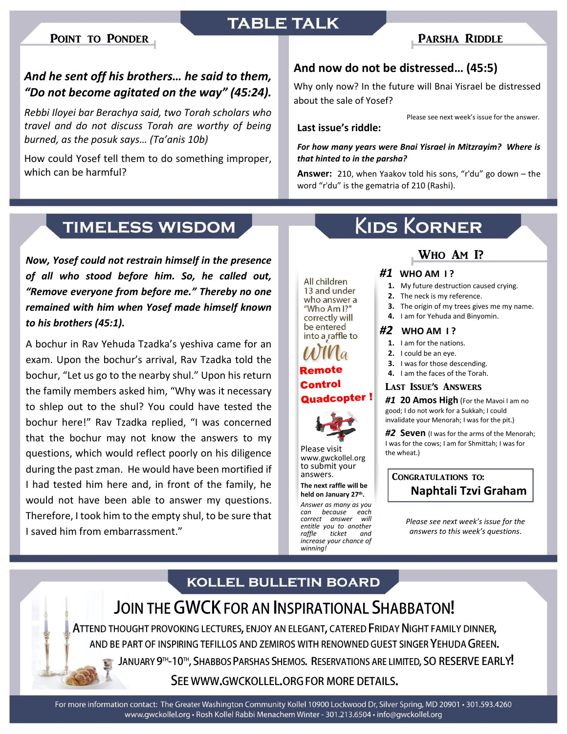# TABLE TALK

## Point to Ponder

***And he sent off his brothers… he said to them, "Do not become agitated on the way" (45:24).***

*Rebbi Iloyei bar Berachya said, two Torah scholars who travel and do not discuss Torah are worthy of being burned, as the posuk says… (Ta'anis 10b)*

How could Yosef tell them to do something improper, which can be harmful?

## Parsha Riddle

**And now do not be distressed… (45:5)**

Why only now? In the future will Bnai Yisrael be distressed about the sale of Yosef?

Please see next week's issue for the answer.

**Last issue's riddle:**

***For how many years were Bnai Yisrael in Mitzrayim? Where is that hinted to in the parsha?***

**Answer:** 210, when Yaakov told his sons, "r'du" go down – the word "r'du" is the gematria of 210 (Rashi).

# TIMELESS WISDOM

***Now, Yosef could not restrain himself in the presence of all who stood before him. So, he called out, "Remove everyone from before me." Thereby no one remained with him when Yosef made himself known to his brothers (45:1).***

A bochur in Rav Yehuda Tzadka's yeshiva came for an exam. Upon the bochur's arrival, Rav Tzadka told the bochur, "Let us go to the nearby shul." Upon his return the family members asked him, "Why was it necessary to shlep out to the shul? You could have tested the bochur here!" Rav Tzadka replied, "I was concerned that the bochur may not know the answers to my questions, which would reflect poorly on his diligence during the past zman. He would have been mortified if I had tested him here and, in front of the family, he would not have been able to answer my questions. Therefore, I took him to the empty shul, to be sure that I saved him from embarrassment."

# KIDS KORNER

All children 13 and under who answer a "Who Am I?" correctly will be entered into a raffle to

*WIN a* **Remote Control Quadcopter!**

Please visit www.gwckollel.org to submit your answers.

**The next raffle will be held on January 27th.**

*Answer as many as you can because each correct answer will entitle you to another raffle ticket and increase your chance of winning!*

## Who Am I?

### #1 WHO AM I?

1. My future destruction caused crying.
2. The neck is my reference.
3. The origin of my trees gives me my name.
4. I am for Yehuda and Binyomin.

### #2 WHO AM I?

1. I am for the nations.
2. I could be an eye.
3. I was for those descending.
4. I am the faces of the Torah.

### Last Issue's Answers

***#1*** **20 Amos High** (For the Mavoi I am no good; I do not work for a Sukkah; I could invalidate your Menorah; I was for the pit.)

***#2*** **Seven** (I was for the arms of the Menorah; I was for the cows; I am for Shmittah; I was for the wheat.)

**Congratulations to:**
**Naphtali Tzvi Graham**

*Please see next week's issue for the answers to this week's questions.*

# KOLLEL BULLETIN BOARD

## Join the GWCK for an Inspirational Shabbaton!

Attend thought provoking lectures, enjoy an elegant, catered Friday Night family dinner, and be part of inspiring tefillos and zemiros with renowned guest singer Yehuda Green.

January 9th-10th, Shabbos Parshas Shemos. Reservations are limited, so reserve early!

See www.gwckollel.org for more details.

For more information contact: The Greater Washington Community Kollel 10900 Lockwood Dr, Silver Spring, MD 20901 • 301.593.4260
www.gwckollel.org • Rosh Kollel Rabbi Menachem Winter - 301.213.6504 • info@gwckollel.org